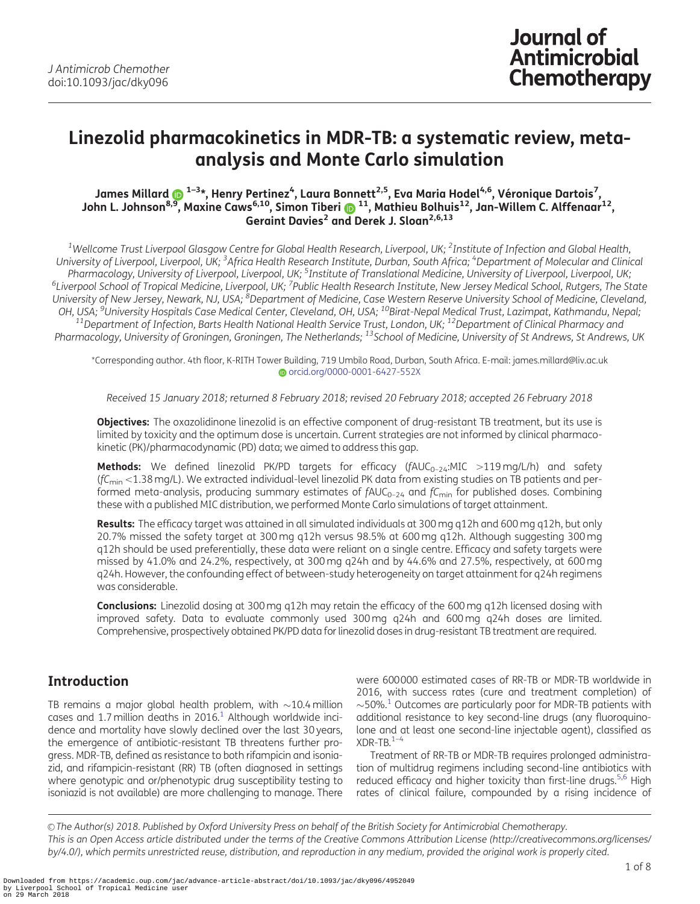# Linezolid pharmacokinetics in MDR-TB: a systematic review, meta-analysis and Monte Carlo simulation

**James Millard[1–3]*, Henry Pertinez[4], Laura Bonnett[2,5], Eva Maria Hodel[4,6], Véronique Dartois[7], John L. Johnson[8,9], Maxine Caws[6,10], Simon Tiberi[11], Mathieu Bolhuis[12], Jan-Willem C. Alffenaar[12], Geraint Davies[2] and Derek J. Sloan[2,6,13]**

[1]Wellcome Trust Liverpool Glasgow Centre for Global Health Research, Liverpool, UK; [2]Institute of Infection and Global Health, University of Liverpool, Liverpool, UK; [3]Africa Health Research Institute, Durban, South Africa; [4]Department of Molecular and Clinical Pharmacology, University of Liverpool, Liverpool, UK; [5]Institute of Translational Medicine, University of Liverpool, Liverpool, UK; [6]Liverpool School of Tropical Medicine, Liverpool, UK; [7]Public Health Research Institute, New Jersey Medical School, Rutgers, The State University of New Jersey, Newark, NJ, USA; [8]Department of Medicine, Case Western Reserve University School of Medicine, Cleveland, OH, USA; [9]University Hospitals Case Medical Center, Cleveland, OH, USA; [10]Birat-Nepal Medical Trust, Lazimpat, Kathmandu, Nepal; [11]Department of Infection, Barts Health National Health Service Trust, London, UK; [12]Department of Clinical Pharmacy and Pharmacology, University of Groningen, Groningen, The Netherlands; [13]School of Medicine, University of St Andrews, St Andrews, UK

*Corresponding author. 4th floor, K-RITH Tower Building, 719 Umbilo Road, Durban, South Africa. E-mail: james.millard@liv.ac.uk orcid.org/0000-0001-6427-552X

*Received 15 January 2018; returned 8 February 2018; revised 20 February 2018; accepted 26 February 2018*

**Objectives:** The oxazolidinone linezolid is an effective component of drug-resistant TB treatment, but its use is limited by toxicity and the optimum dose is uncertain. Current strategies are not informed by clinical pharmacokinetic (PK)/pharmacodynamic (PD) data; we aimed to address this gap.

**Methods:** We defined linezolid PK/PD targets for efficacy ($fAUC_{0–24}$:MIC $>$119 mg/L/h) and safety ($fC_{min}$ $<$1.38 mg/L). We extracted individual-level linezolid PK data from existing studies on TB patients and performed meta-analysis, producing summary estimates of $fAUC_{0–24}$ and $fC_{min}$ for published doses. Combining these with a published MIC distribution, we performed Monte Carlo simulations of target attainment.

**Results:** The efficacy target was attained in all simulated individuals at 300 mg q12h and 600 mg q12h, but only 20.7% missed the safety target at 300 mg q12h versus 98.5% at 600 mg q12h. Although suggesting 300 mg q12h should be used preferentially, these data were reliant on a single centre. Efficacy and safety targets were missed by 41.0% and 24.2%, respectively, at 300 mg q24h and by 44.6% and 27.5%, respectively, at 600 mg q24h. However, the confounding effect of between-study heterogeneity on target attainment for q24h regimens was considerable.

**Conclusions:** Linezolid dosing at 300 mg q12h may retain the efficacy of the 600 mg q12h licensed dosing with improved safety. Data to evaluate commonly used 300 mg q24h and 600 mg q24h doses are limited. Comprehensive, prospectively obtained PK/PD data for linezolid doses in drug-resistant TB treatment are required.

## Introduction

TB remains a major global health problem, with ~10.4 million cases and 1.7 million deaths in 2016.[1] Although worldwide incidence and mortality have slowly declined over the last 30 years, the emergence of antibiotic-resistant TB threatens further progress. MDR-TB, defined as resistance to both rifampicin and isoniazid, and rifampicin-resistant (RR) TB (often diagnosed in settings where genotypic and or/phenotypic drug susceptibility testing to isoniazid is not available) are more challenging to manage. There were 600 000 estimated cases of RR-TB or MDR-TB worldwide in 2016, with success rates (cure and treatment completion) of ~50%.[1] Outcomes are particularly poor for MDR-TB patients with additional resistance to key second-line drugs (any fluoroquinolone and at least one second-line injectable agent), classified as XDR-TB.[1–4]

Treatment of RR-TB or MDR-TB requires prolonged administration of multidrug regimens including second-line antibiotics with reduced efficacy and higher toxicity than first-line drugs.[5,6] High rates of clinical failure, compounded by a rising incidence of

© The Author(s) 2018. Published by Oxford University Press on behalf of the British Society for Antimicrobial Chemotherapy. This is an Open Access article distributed under the terms of the Creative Commons Attribution License (http://creativecommons.org/licenses/by/4.0/), which permits unrestricted reuse, distribution, and reproduction in any medium, provided the original work is properly cited.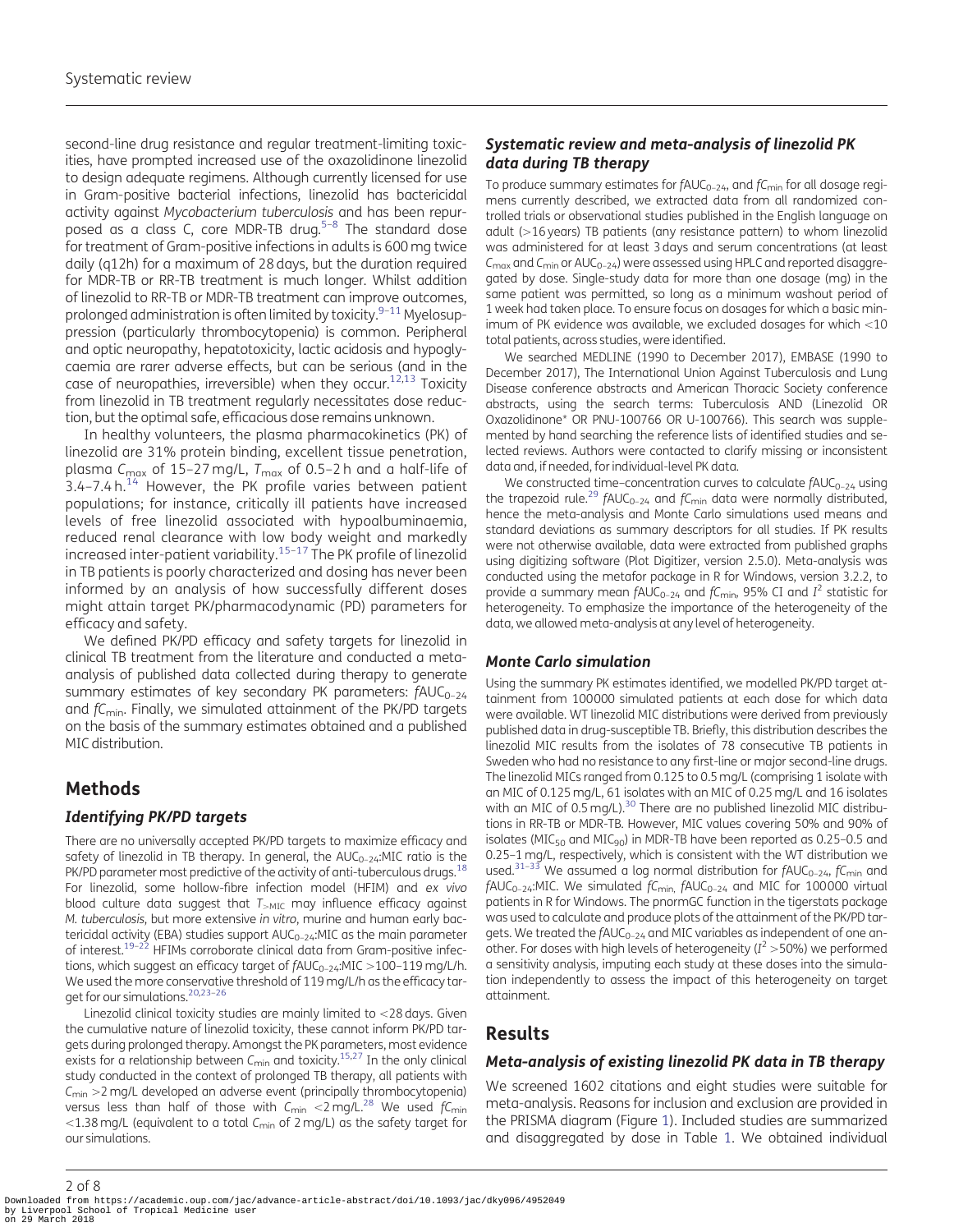second-line drug resistance and regular treatment-limiting toxicities, have prompted increased use of the oxazolidinone linezolid to design adequate regimens. Although currently licensed for use in Gram-positive bacterial infections, linezolid has bactericidal activity against *Mycobacterium tuberculosis* and has been repurposed as a class C, core MDR-TB drug.[5–8] The standard dose for treatment of Gram-positive infections in adults is 600 mg twice daily (q12h) for a maximum of 28 days, but the duration required for MDR-TB or RR-TB treatment is much longer. Whilst addition of linezolid to RR-TB or MDR-TB treatment can improve outcomes, prolonged administration is often limited by toxicity.[9–11] Myelosuppression (particularly thrombocytopenia) is common. Peripheral and optic neuropathy, hepatotoxicity, lactic acidosis and hypoglycaemia are rarer adverse effects, but can be serious (and in the case of neuropathies, irreversible) when they occur.[12,13] Toxicity from linezolid in TB treatment regularly necessitates dose reduction, but the optimal safe, efficacious dose remains unknown.

In healthy volunteers, the plasma pharmacokinetics (PK) of linezolid are 31% protein binding, excellent tissue penetration, plasma $C_{max}$ of 15–27 mg/L, $T_{max}$ of 0.5–2 h and a half-life of 3.4–7.4 h.[14] However, the PK profile varies between patient populations; for instance, critically ill patients have increased levels of free linezolid associated with hypoalbuminaemia, reduced renal clearance with low body weight and markedly increased inter-patient variability.[15–17] The PK profile of linezolid in TB patients is poorly characterized and dosing has never been informed by an analysis of how successfully different doses might attain target PK/pharmacodynamic (PD) parameters for efficacy and safety.

We defined PK/PD efficacy and safety targets for linezolid in clinical TB treatment from the literature and conducted a meta-analysis of published data collected during therapy to generate summary estimates of key secondary PK parameters: $fAUC_{0–24}$ and $fC_{min}$. Finally, we simulated attainment of the PK/PD targets on the basis of the summary estimates obtained and a published MIC distribution.

## Methods

### Identifying PK/PD targets

There are no universally accepted PK/PD targets to maximize efficacy and safety of linezolid in TB therapy. In general, the $AUC_{0–24}$:MIC ratio is the PK/PD parameter most predictive of the activity of anti-tuberculous drugs.[18] For linezolid, some hollow-fibre infection model (HFIM) and *ex vivo* blood culture data suggest that $T_{>MIC}$ may influence efficacy against *M. tuberculosis*, but more extensive *in vitro*, murine and human early bactericidal activity (EBA) studies support $AUC_{0–24}$:MIC as the main parameter of interest.[19–22] HFIMs corroborate clinical data from Gram-positive infections, which suggest an efficacy target of $fAUC_{0–24}$:MIC >100–119 mg/L/h. We used the more conservative threshold of 119 mg/L/h as the efficacy target for our simulations.[20,23–26]

Linezolid clinical toxicity studies are mainly limited to <28 days. Given the cumulative nature of linezolid toxicity, these cannot inform PK/PD targets during prolonged therapy. Amongst the PK parameters, most evidence exists for a relationship between $C_{min}$ and toxicity.[15,27] In the only clinical study conducted in the context of prolonged TB therapy, all patients with $C_{min}$ >2 mg/L developed an adverse event (principally thrombocytopenia) versus less than half of those with $C_{min}$ <2 mg/L.[28] We used $fC_{min}$ <1.38 mg/L (equivalent to a total $C_{min}$ of 2 mg/L) as the safety target for our simulations.

### Systematic review and meta-analysis of linezolid PK data during TB therapy

To produce summary estimates for $fAUC_{0–24}$ and $fC_{min}$ for all dosage regimens currently described, we extracted data from all randomized controlled trials or observational studies published in the English language on adult (>16 years) TB patients (any resistance pattern) to whom linezolid was administered for at least 3 days and serum concentrations (at least $C_{max}$ and $C_{min}$ or $AUC_{0–24}$) were assessed using HPLC and reported disaggregated by dose. Single-study data for more than one dosage (mg) in the same patient was permitted, so long as a minimum washout period of 1 week had taken place. To ensure focus on dosages for which a basic minimum of PK evidence was available, we excluded dosages for which <10 total patients, across studies, were identified.

We searched MEDLINE (1990 to December 2017), EMBASE (1990 to December 2017), The International Union Against Tuberculosis and Lung Disease conference abstracts and American Thoracic Society conference abstracts, using the search terms: Tuberculosis AND (Linezolid OR Oxazolidinone* OR PNU-100766 OR U-100766). This search was supplemented by hand searching the reference lists of identified studies and selected reviews. Authors were contacted to clarify missing or inconsistent data and, if needed, for individual-level PK data.

We constructed time–concentration curves to calculate $fAUC_{0–24}$ using the trapezoid rule.[29] $fAUC_{0–24}$ and $fC_{min}$ data were normally distributed, hence the meta-analysis and Monte Carlo simulations used means and standard deviations as summary descriptors for all studies. If PK results were not otherwise available, data were extracted from published graphs using digitizing software (Plot Digitizer, version 2.5.0). Meta-analysis was conducted using the metafor package in R for Windows, version 3.2.2, to provide a summary mean $fAUC_{0–24}$ and $fC_{min}$, 95% CI and $I^2$ statistic for heterogeneity. To emphasize the importance of the heterogeneity of the data, we allowed meta-analysis at any level of heterogeneity.

### Monte Carlo simulation

Using the summary PK estimates identified, we modelled PK/PD target attainment from 100000 simulated patients at each dose for which data were available. WT linezolid MIC distributions were derived from previously published data in drug-susceptible TB. Briefly, this distribution describes the linezolid MIC results from the isolates of 78 consecutive TB patients in Sweden who had no resistance to any first-line or major second-line drugs. The linezolid MICs ranged from 0.125 to 0.5 mg/L (comprising 1 isolate with an MIC of 0.125 mg/L, 61 isolates with an MIC of 0.25 mg/L and 16 isolates with an MIC of 0.5 mg/L).[30] There are no published linezolid MIC distributions in RR-TB or MDR-TB. However, MIC values covering 50% and 90% of isolates ($MIC_{50}$ and $MIC_{90}$) in MDR-TB have been reported as 0.25–0.5 and 0.25–1 mg/L, respectively, which is consistent with the WT distribution we used.[31–33] We assumed a log normal distribution for $fAUC_{0–24}$, $fC_{min}$ and $fAUC_{0–24}$:MIC. We simulated $fC_{min}$, $fAUC_{0–24}$ and MIC for 100000 virtual patients in R for Windows. The pnormGC function in the tigerstats package was used to calculate and produce plots of the attainment of the PK/PD targets. We treated the $fAUC_{0–24}$ and MIC variables as independent of one another. For doses with high levels of heterogeneity ($I^2$ >50%) we performed a sensitivity analysis, imputing each study at these doses into the simulation independently to assess the impact of this heterogeneity on target attainment.

## Results

### Meta-analysis of existing linezolid PK data in TB therapy

We screened 1602 citations and eight studies were suitable for meta-analysis. Reasons for inclusion and exclusion are provided in the PRISMA diagram (Figure 1). Included studies are summarized and disaggregated by dose in Table 1. We obtained individual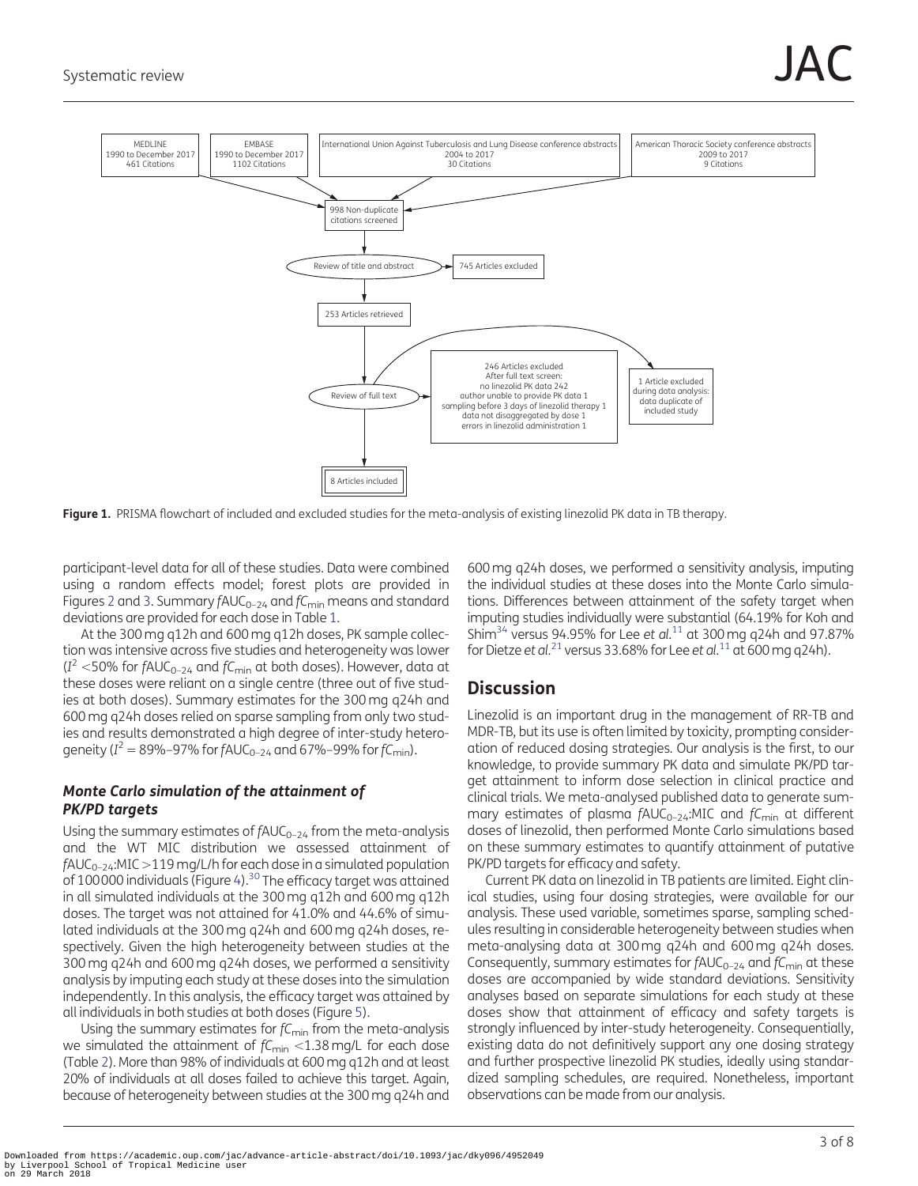MEDLINE
1990 to December 2017
461 Citations

EMBASE
1990 to December 2017
1102 Citations

International Union Against Tuberculosis and Lung Disease conference abstracts
2004 to 2017
30 Citations

American Thoracic Society conference abstracts
2009 to 2017
9 Citations

998 Non-duplicate citations screened

Review of title and abstract → 745 Articles excluded

253 Articles retrieved

Review of full text → 246 Articles excluded After full text screen: no linezolid PK data 242; author unable to provide PK data 1; sampling before 3 days of linezolid therapy 1; data not disaggregated by dose 1; errors in linezolid administration 1

1 Article excluded during data analysis: data duplicate of included study

8 Articles included

**Figure 1.** PRISMA flowchart of included and excluded studies for the meta-analysis of existing linezolid PK data in TB therapy.

participant-level data for all of these studies. Data were combined using a random effects model; forest plots are provided in Figures 2 and 3. Summary $fAUC_{0-24}$ and $fC_{min}$ means and standard deviations are provided for each dose in Table 1.

At the 300 mg q12h and 600 mg q12h doses, PK sample collection was intensive across five studies and heterogeneity was lower ($I^2$ <50% for $fAUC_{0-24}$ and $fC_{min}$ at both doses). However, data at these doses were reliant on a single centre (three out of five studies at both doses). Summary estimates for the 300 mg q24h and 600 mg q24h doses relied on sparse sampling from only two studies and results demonstrated a high degree of inter-study heterogeneity ($I^2$ = 89%–97% for $fAUC_{0-24}$ and 67%–99% for $fC_{min}$).

### Monte Carlo simulation of the attainment of PK/PD targets

Using the summary estimates of $fAUC_{0-24}$ from the meta-analysis and the WT MIC distribution we assessed attainment of $fAUC_{0-24}$:MIC >119 mg/L/h for each dose in a simulated population of 100000 individuals (Figure 4).[30] The efficacy target was attained in all simulated individuals at the 300 mg q12h and 600 mg q12h doses. The target was not attained for 41.0% and 44.6% of simulated individuals at the 300 mg q24h and 600 mg q24h doses, respectively. Given the high heterogeneity between studies at the 300 mg q24h and 600 mg q24h doses, we performed a sensitivity analysis by imputing each study at these doses into the simulation independently. In this analysis, the efficacy target was attained by all individuals in both studies at both doses (Figure 5).

Using the summary estimates for $fC_{min}$ from the meta-analysis we simulated the attainment of $fC_{min}$ <1.38 mg/L for each dose (Table 2). More than 98% of individuals at 600 mg q12h and at least 20% of individuals at all doses failed to achieve this target. Again, because of heterogeneity between studies at the 300 mg q24h and 600 mg q24h doses, we performed a sensitivity analysis, imputing the individual studies at these doses into the Monte Carlo simulations. Differences between attainment of the safety target when imputing studies individually were substantial (64.19% for Koh and Shim[34] versus 94.95% for Lee *et al.*[11] at 300 mg q24h and 97.87% for Dietze *et al.*[21] versus 33.68% for Lee *et al.*[11] at 600 mg q24h).

## Discussion

Linezolid is an important drug in the management of RR-TB and MDR-TB, but its use is often limited by toxicity, prompting consideration of reduced dosing strategies. Our analysis is the first, to our knowledge, to provide summary PK data and simulate PK/PD target attainment to inform dose selection in clinical practice and clinical trials. We meta-analysed published data to generate summary estimates of plasma $fAUC_{0-24}$:MIC and $fC_{min}$ at different doses of linezolid, then performed Monte Carlo simulations based on these summary estimates to quantify attainment of putative PK/PD targets for efficacy and safety.

Current PK data on linezolid in TB patients are limited. Eight clinical studies, using four dosing strategies, were available for our analysis. These used variable, sometimes sparse, sampling schedules resulting in considerable heterogeneity between studies when meta-analysing data at 300 mg q24h and 600 mg q24h doses. Consequently, summary estimates for $fAUC_{0-24}$ and $fC_{min}$ at these doses are accompanied by wide standard deviations. Sensitivity analyses based on separate simulations for each study at these doses show that attainment of efficacy and safety targets is strongly influenced by inter-study heterogeneity. Consequentially, existing data do not definitively support any one dosing strategy and further prospective linezolid PK studies, ideally using standardized sampling schedules, are required. Nonetheless, important observations can be made from our analysis.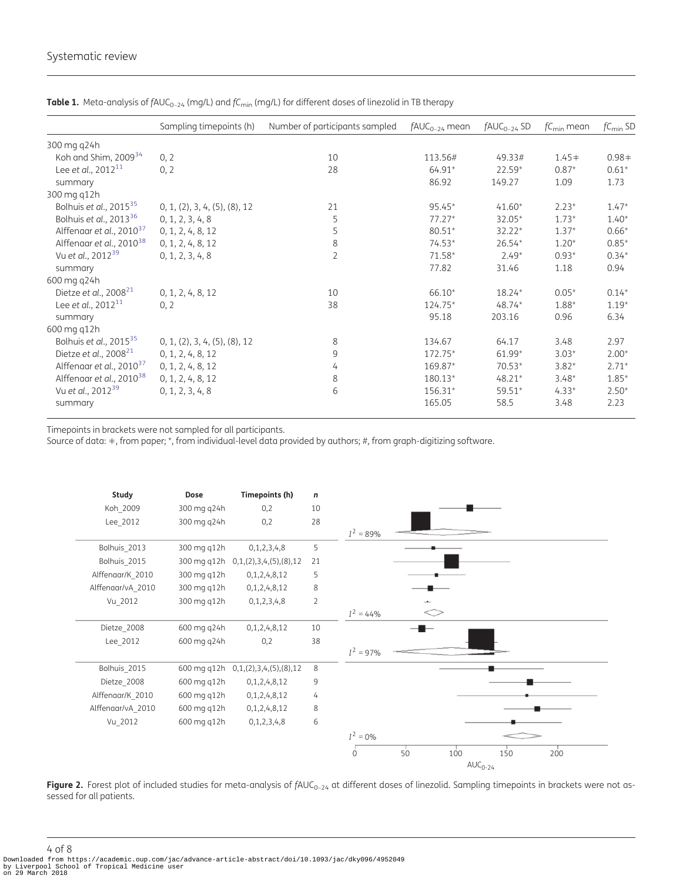**Table 1.** Meta-analysis of $fAUC_{0-24}$ (mg/L) and $fC_{min}$ (mg/L) for different doses of linezolid in TB therapy

| | Sampling timepoints (h) | Number of participants sampled | $fAUC_{0-24}$ mean | $fAUC_{0-24}$ SD | $fC_{min}$ mean | $fC_{min}$ SD |
|---|---|---|---|---|---|---|
| 300 mg q24h | | | | | | |
| Koh and Shim, 2009[34] | 0, 2 | 10 | 113.56# | 49.33# | 1.45ǂ | 0.98ǂ |
| Lee *et al.*, 2012[11] | 0, 2 | 28 | 64.91* | 22.59* | 0.87* | 0.61* |
| summary | | | 86.92 | 149.27 | 1.09 | 1.73 |
| 300 mg q12h | | | | | | |
| Bolhuis *et al.*, 2015[35] | 0, 1, (2), 3, 4, (5), (8), 12 | 21 | 95.45* | 41.60* | 2.23* | 1.47* |
| Bolhuis *et al.*, 2013[36] | 0, 1, 2, 3, 4, 8 | 5 | 77.27* | 32.05* | 1.73* | 1.40* |
| Alffenaar *et al.*, 2010[37] | 0, 1, 2, 4, 8, 12 | 5 | 80.51* | 32.22* | 1.37* | 0.66* |
| Alffenaar *et al.*, 2010[38] | 0, 1, 2, 4, 8, 12 | 8 | 74.53* | 26.54* | 1.20* | 0.85* |
| Vu *et al.*, 2012[39] | 0, 1, 2, 3, 4, 8 | 2 | 71.58* | 2.49* | 0.93* | 0.34* |
| summary | | | 77.82 | 31.46 | 1.18 | 0.94 |
| 600 mg q24h | | | | | | |
| Dietze *et al.*, 2008[21] | 0, 1, 2, 4, 8, 12 | 10 | 66.10* | 18.24* | 0.05* | 0.14* |
| Lee *et al.*, 2012[11] | 0, 2 | 38 | 124.75* | 48.74* | 1.88* | 1.19* |
| summary | | | 95.18 | 203.16 | 0.96 | 6.34 |
| 600 mg q12h | | | | | | |
| Bolhuis *et al.*, 2015[35] | 0, 1, (2), 3, 4, (5), (8), 12 | 8 | 134.67 | 64.17 | 3.48 | 2.97 |
| Dietze *et al.*, 2008[21] | 0, 1, 2, 4, 8, 12 | 9 | 172.75* | 61.99* | 3.03* | 2.00* |
| Alffenaar *et al.*, 2010[37] | 0, 1, 2, 4, 8, 12 | 4 | 169.87* | 70.53* | 3.82* | 2.71* |
| Alffenaar *et al.*, 2010[38] | 0, 1, 2, 4, 8, 12 | 8 | 180.13* | 48.21* | 3.48* | 1.85* |
| Vu *et al.*, 2012[39] | 0, 1, 2, 3, 4, 8 | 6 | 156.31* | 59.51* | 4.33* | 2.50* |
| summary | | | 165.05 | 58.5 | 3.48 | 2.23 |

Timepoints in brackets were not sampled for all participants.
Source of data: ǂ, from paper; *, from individual-level data provided by authors; #, from graph-digitizing software.

| Study | Dose | Timepoints (h) | n |
|---|---|---|---|
| Koh_2009 | 300 mg q24h | 0,2 | 10 |
| Lee_2012 | 300 mg q24h | 0,2 | 28 |
| $I^2$ = 89% | | | |
| Bolhuis_2013 | 300 mg q12h | 0,1,2,3,4,8 | 5 |
| Bolhuis_2015 | 300 mg q12h | 0,1,(2),3,4,(5),(8),12 | 21 |
| Alffenaar/K_2010 | 300 mg q12h | 0,1,2,4,8,12 | 5 |
| Alffenaar/vA_2010 | 300 mg q12h | 0,1,2,4,8,12 | 8 |
| Vu_2012 | 300 mg q12h | 0,1,2,3,4,8 | 2 |
| $I^2$ = 44% | | | |
| Dietze_2008 | 600 mg q24h | 0,1,2,4,8,12 | 10 |
| Lee_2012 | 600 mg q24h | 0,2 | 38 |
| $I^2$ = 97% | | | |
| Bolhuis_2015 | 600 mg q12h | 0,1,(2),3,4,(5),(8),12 | 8 |
| Dietze_2008 | 600 mg q12h | 0,1,2,4,8,12 | 9 |
| Alffenaar/K_2010 | 600 mg q12h | 0,1,2,4,8,12 | 4 |
| Alffenaar/vA_2010 | 600 mg q12h | 0,1,2,4,8,12 | 8 |
| Vu_2012 | 600 mg q12h | 0,1,2,3,4,8 | 6 |
| $I^2$ = 0% | | | |

**Figure 2.** Forest plot of included studies for meta-analysis of $fAUC_{0-24}$ at different doses of linezolid. Sampling timepoints in brackets were not assessed for all patients.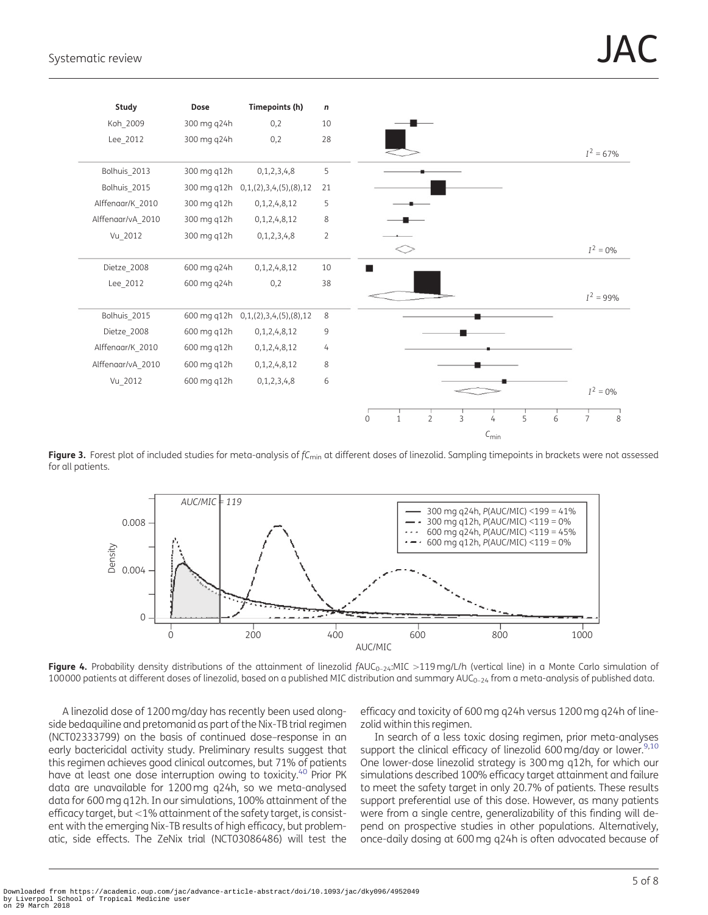| Study | Dose | Timepoints (h) | n |
|---|---|---|---|
| Koh_2009 | 300 mg q24h | 0,2 | 10 |
| Lee_2012 | 300 mg q24h | 0,2 | 28 |
| Bolhuis_2013 | 300 mg q12h | 0,1,2,3,4,8 | 5 |
| Bolhuis_2015 | 300 mg q12h | 0,1,(2),3,4,(5),(8),12 | 21 |
| Alffenaar/K_2010 | 300 mg q12h | 0,1,2,4,8,12 | 5 |
| Alffenaar/vA_2010 | 300 mg q12h | 0,1,2,4,8,12 | 8 |
| Vu_2012 | 300 mg q12h | 0,1,2,3,4,8 | 2 |
| Dietze_2008 | 600 mg q24h | 0,1,2,4,8,12 | 10 |
| Lee_2012 | 600 mg q24h | 0,2 | 38 |
| Bolhuis_2015 | 600 mg q12h | 0,1,(2),3,4,(5),(8),12 | 8 |
| Dietze_2008 | 600 mg q12h | 0,1,2,4,8,12 | 9 |
| Alffenaar/K_2010 | 600 mg q12h | 0,1,2,4,8,12 | 4 |
| Alffenaar/vA_2010 | 600 mg q12h | 0,1,2,4,8,12 | 8 |
| Vu_2012 | 600 mg q12h | 0,1,2,3,4,8 | 6 |

**Figure 3.** Forest plot of included studies for meta-analysis of $fC_{min}$ at different doses of linezolid. Sampling timepoints in brackets were not assessed for all patients.

**Figure 4.** Probability density distributions of the attainment of linezolid $fAUC_{0-24}$:MIC >119 mg/L/h (vertical line) in a Monte Carlo simulation of 100 000 patients at different doses of linezolid, based on a published MIC distribution and summary $AUC_{0-24}$ from a meta-analysis of published data.

A linezolid dose of 1200 mg/day has recently been used alongside bedaquiline and pretomanid as part of the Nix-TB trial regimen (NCT02333799) on the basis of continued dose–response in an early bactericidal activity study. Preliminary results suggest that this regimen achieves good clinical outcomes, but 71% of patients have at least one dose interruption owing to toxicity.[40] Prior PK data are unavailable for 1200 mg q24h, so we meta-analysed data for 600 mg q12h. In our simulations, 100% attainment of the efficacy target, but <1% attainment of the safety target, is consistent with the emerging Nix-TB results of high efficacy, but problematic, side effects. The ZeNix trial (NCT03086486) will test the efficacy and toxicity of 600 mg q24h versus 1200 mg q24h of linezolid within this regimen.

In search of a less toxic dosing regimen, prior meta-analyses support the clinical efficacy of linezolid 600 mg/day or lower.[9,10] One lower-dose linezolid strategy is 300 mg q12h, for which our simulations described 100% efficacy target attainment and failure to meet the safety target in only 20.7% of patients. These results support preferential use of this dose. However, as many patients were from a single centre, generalizability of this finding will depend on prospective studies in other populations. Alternatively, once-daily dosing at 600 mg q24h is often advocated because of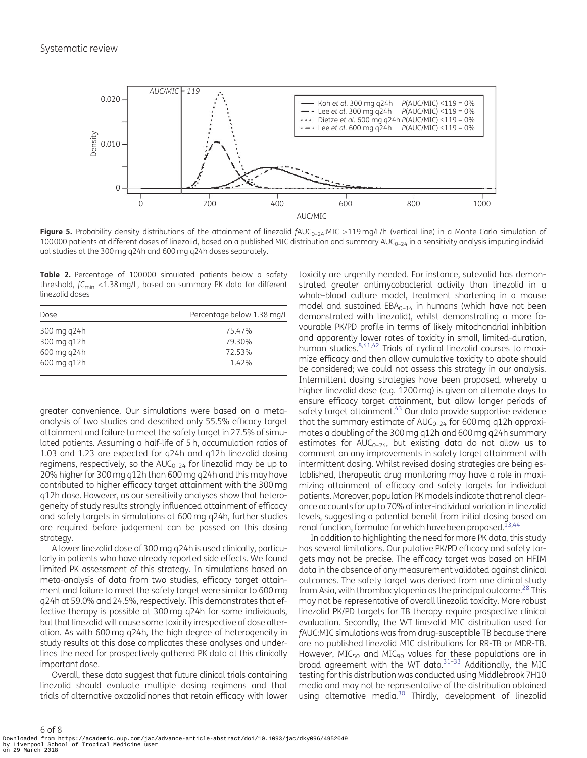**Figure 5.** Probability density distributions of the attainment of linezolid $fAUC_{0-24}$:MIC >119 mg/L/h (vertical line) in a Monte Carlo simulation of 100000 patients at different doses of linezolid, based on a published MIC distribution and summary $AUC_{0-24}$ in a sensitivity analysis imputing individual studies at the 300 mg q24h and 600 mg q24h doses separately.

**Table 2.** Percentage of 100000 simulated patients below a safety threshold, $fC_{min}$ <1.38 mg/L, based on summary PK data for different linezolid doses

| Dose | Percentage below 1.38 mg/L |
| --- | --- |
| 300 mg q24h | 75.47% |
| 300 mg q12h | 79.30% |
| 600 mg q24h | 72.53% |
| 600 mg q12h | 1.42% |

greater convenience. Our simulations were based on a meta-analysis of two studies and described only 55.5% efficacy target attainment and failure to meet the safety target in 27.5% of simulated patients. Assuming a half-life of 5 h, accumulation ratios of 1.03 and 1.23 are expected for q24h and q12h linezolid dosing regimens, respectively, so the $AUC_{0-24}$ for linezolid may be up to 20% higher for 300 mg q12h than 600 mg q24h and this may have contributed to higher efficacy target attainment with the 300 mg q12h dose. However, as our sensitivity analyses show that heterogeneity of study results strongly influenced attainment of efficacy and safety targets in simulations at 600 mg q24h, further studies are required before judgement can be passed on this dosing strategy.

A lower linezolid dose of 300 mg q24h is used clinically, particularly in patients who have already reported side effects. We found limited PK assessment of this strategy. In simulations based on meta-analysis of data from two studies, efficacy target attainment and failure to meet the safety target were similar to 600 mg q24h at 59.0% and 24.5%, respectively. This demonstrates that effective therapy is possible at 300 mg q24h for some individuals, but that linezolid will cause some toxicity irrespective of dose alteration. As with 600 mg q24h, the high degree of heterogeneity in study results at this dose complicates these analyses and underlines the need for prospectively gathered PK data at this clinically important dose.

Overall, these data suggest that future clinical trials containing linezolid should evaluate multiple dosing regimens and that trials of alternative oxazolidinones that retain efficacy with lower toxicity are urgently needed. For instance, sutezolid has demonstrated greater antimycobacterial activity than linezolid in a whole-blood culture model, treatment shortening in a mouse model and sustained $EBA_{0-14}$ in humans (which have not been demonstrated with linezolid), whilst demonstrating a more favourable PK/PD profile in terms of likely mitochondrial inhibition and apparently lower rates of toxicity in small, limited-duration, human studies.[8,41,42] Trials of cyclical linezolid courses to maximize efficacy and then allow cumulative toxicity to abate should be considered; we could not assess this strategy in our analysis. Intermittent dosing strategies have been proposed, whereby a higher linezolid dose (e.g. 1200 mg) is given on alternate days to ensure efficacy target attainment, but allow longer periods of safety target attainment.[43] Our data provide supportive evidence that the summary estimate of $AUC_{0-24}$ for 600 mg q12h approximates a doubling of the 300 mg q12h and 600 mg q24h summary estimates for $AUC_{0-24}$, but existing data do not allow us to comment on any improvements in safety target attainment with intermittent dosing. Whilst revised dosing strategies are being established, therapeutic drug monitoring may have a role in maximizing attainment of efficacy and safety targets for individual patients. Moreover, population PK models indicate that renal clearance accounts for up to 70% of inter-individual variation in linezolid levels, suggesting a potential benefit from initial dosing based on renal function, formulae for which have been proposed.[13,44]

In addition to highlighting the need for more PK data, this study has several limitations. Our putative PK/PD efficacy and safety targets may not be precise. The efficacy target was based on HFIM data in the absence of any measurement validated against clinical outcomes. The safety target was derived from one clinical study from Asia, with thrombocytopenia as the principal outcome.[28] This may not be representative of overall linezolid toxicity. More robust linezolid PK/PD targets for TB therapy require prospective clinical evaluation. Secondly, the WT linezolid MIC distribution used for $fAUC$:MIC simulations was from drug-susceptible TB because there are no published linezolid MIC distributions for RR-TB or MDR-TB. However, $MIC_{50}$ and $MIC_{90}$ values for these populations are in broad agreement with the WT data.[31–33] Additionally, the MIC testing for this distribution was conducted using Middlebrook 7H10 media and may not be representative of the distribution obtained using alternative media.[30] Thirdly, development of linezolid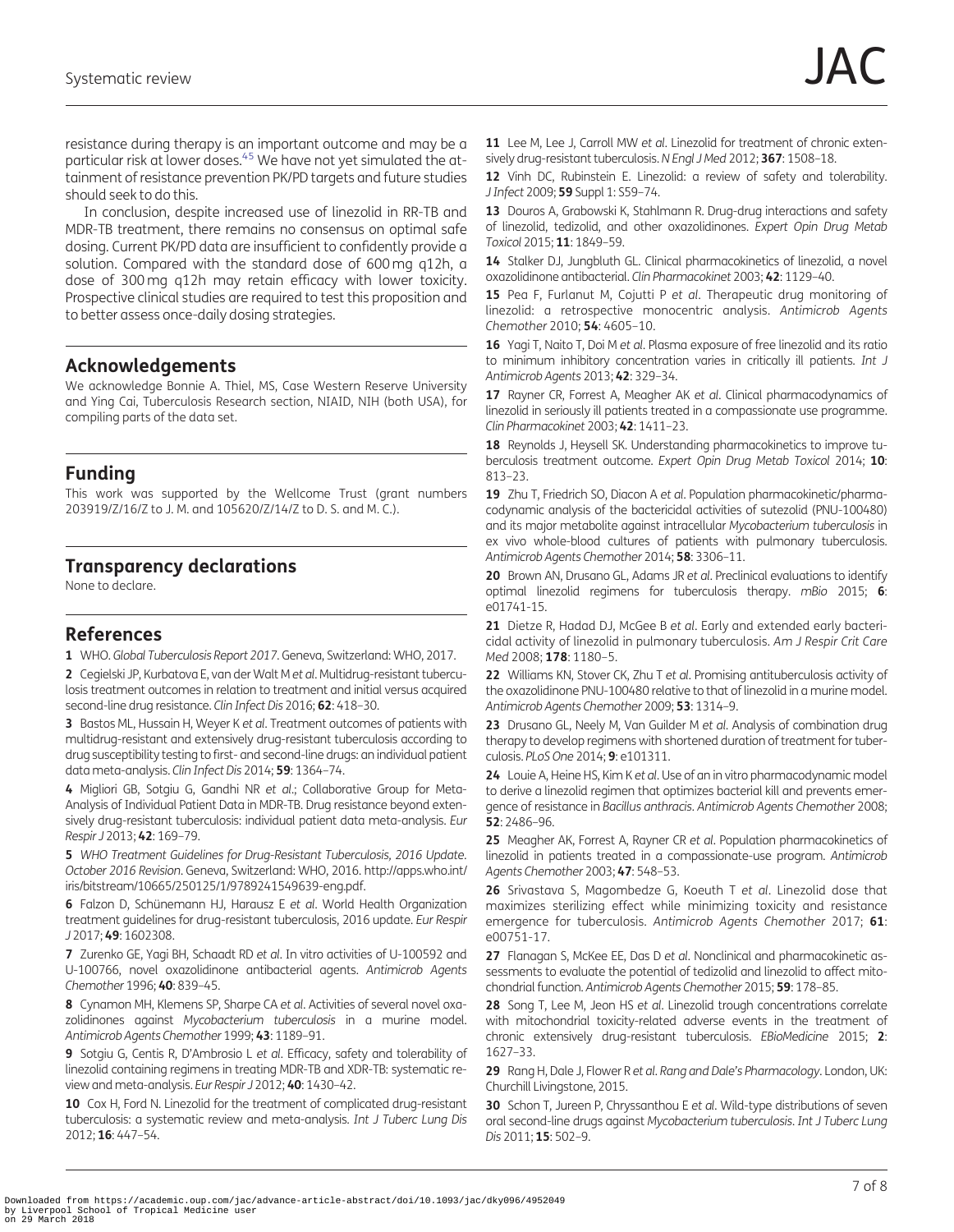resistance during therapy is an important outcome and may be a particular risk at lower doses.[45] We have not yet simulated the attainment of resistance prevention PK/PD targets and future studies should seek to do this.

In conclusion, despite increased use of linezolid in RR-TB and MDR-TB treatment, there remains no consensus on optimal safe dosing. Current PK/PD data are insufficient to confidently provide a solution. Compared with the standard dose of 600 mg q12h, a dose of 300 mg q12h may retain efficacy with lower toxicity. Prospective clinical studies are required to test this proposition and to better assess once-daily dosing strategies.

## Acknowledgements

We acknowledge Bonnie A. Thiel, MS, Case Western Reserve University and Ying Cai, Tuberculosis Research section, NIAID, NIH (both USA), for compiling parts of the data set.

## Funding

This work was supported by the Wellcome Trust (grant numbers 203919/Z/16/Z to J. M. and 105620/Z/14/Z to D. S. and M. C.).

## Transparency declarations

None to declare.

## References

**1** WHO. *Global Tuberculosis Report 2017*. Geneva, Switzerland: WHO, 2017.

**2** Cegielski JP, Kurbatova E, van der Walt M *et al*. Multidrug-resistant tuberculosis treatment outcomes in relation to treatment and initial versus acquired second-line drug resistance. *Clin Infect Dis* 2016; **62**: 418–30.

**3** Bastos ML, Hussain H, Weyer K *et al*. Treatment outcomes of patients with multidrug-resistant and extensively drug-resistant tuberculosis according to drug susceptibility testing to first- and second-line drugs: an individual patient data meta-analysis. *Clin Infect Dis* 2014; **59**: 1364–74.

**4** Migliori GB, Sotgiu G, Gandhi NR *et al*.; Collaborative Group for Meta-Analysis of Individual Patient Data in MDR-TB. Drug resistance beyond extensively drug-resistant tuberculosis: individual patient data meta-analysis. *Eur Respir J* 2013; **42**: 169–79.

**5** *WHO Treatment Guidelines for Drug-Resistant Tuberculosis, 2016 Update. October 2016 Revision*. Geneva, Switzerland: WHO, 2016. http://apps.who.int/iris/bitstream/10665/250125/1/9789241549639-eng.pdf.

**6** Falzon D, Schünemann HJ, Harausz E *et al*. World Health Organization treatment guidelines for drug-resistant tuberculosis, 2016 update. *Eur Respir J* 2017; **49**: 1602308.

**7** Zurenko GE, Yagi BH, Schaadt RD *et al*. In vitro activities of U-100592 and U-100766, novel oxazolidinone antibacterial agents. *Antimicrob Agents Chemother* 1996; **40**: 839–45.

**8** Cynamon MH, Klemens SP, Sharpe CA *et al*. Activities of several novel oxazolidinones against *Mycobacterium tuberculosis* in a murine model. *Antimicrob Agents Chemother* 1999; **43**: 1189–91.

**9** Sotgiu G, Centis R, D'Ambrosio L *et al*. Efficacy, safety and tolerability of linezolid containing regimens in treating MDR-TB and XDR-TB: systematic review and meta-analysis. *Eur Respir J* 2012; **40**: 1430–42.

**10** Cox H, Ford N. Linezolid for the treatment of complicated drug-resistant tuberculosis: a systematic review and meta-analysis. *Int J Tuberc Lung Dis* 2012; **16**: 447–54.

**11** Lee M, Lee J, Carroll MW *et al*. Linezolid for treatment of chronic extensively drug-resistant tuberculosis. *N Engl J Med* 2012; **367**: 1508–18.

**12** Vinh DC, Rubinstein E. Linezolid: a review of safety and tolerability. *J Infect* 2009; **59** Suppl 1: S59–74.

**13** Douros A, Grabowski K, Stahlmann R. Drug-drug interactions and safety of linezolid, tedizolid, and other oxazolidinones. *Expert Opin Drug Metab Toxicol* 2015; **11**: 1849–59.

**14** Stalker DJ, Jungbluth GL. Clinical pharmacokinetics of linezolid, a novel oxazolidinone antibacterial. *Clin Pharmacokinet* 2003; **42**: 1129–40.

**15** Pea F, Furlanut M, Cojutti P *et al*. Therapeutic drug monitoring of linezolid: a retrospective monocentric analysis. *Antimicrob Agents Chemother* 2010; **54**: 4605–10.

**16** Yagi T, Naito T, Doi M *et al*. Plasma exposure of free linezolid and its ratio to minimum inhibitory concentration varies in critically ill patients. *Int J Antimicrob Agents* 2013; **42**: 329–34.

**17** Rayner CR, Forrest A, Meagher AK *et al*. Clinical pharmacodynamics of linezolid in seriously ill patients treated in a compassionate use programme. *Clin Pharmacokinet* 2003; **42**: 1411–23.

**18** Reynolds J, Heysell SK. Understanding pharmacokinetics to improve tuberculosis treatment outcome. *Expert Opin Drug Metab Toxicol* 2014; **10**: 813–23.

**19** Zhu T, Friedrich SO, Diacon A *et al*. Population pharmacokinetic/pharmacodynamic analysis of the bactericidal activities of sutezolid (PNU-100480) and its major metabolite against intracellular *Mycobacterium tuberculosis* in ex vivo whole-blood cultures of patients with pulmonary tuberculosis. *Antimicrob Agents Chemother* 2014; **58**: 3306–11.

**20** Brown AN, Drusano GL, Adams JR *et al*. Preclinical evaluations to identify optimal linezolid regimens for tuberculosis therapy. *mBio* 2015; **6**: e01741-15.

**21** Dietze R, Hadad DJ, McGee B *et al*. Early and extended early bactericidal activity of linezolid in pulmonary tuberculosis. *Am J Respir Crit Care Med* 2008; **178**: 1180–5.

**22** Williams KN, Stover CK, Zhu T *et al*. Promising antituberculosis activity of the oxazolidinone PNU-100480 relative to that of linezolid in a murine model. *Antimicrob Agents Chemother* 2009; **53**: 1314–9.

**23** Drusano GL, Neely M, Van Guilder M *et al*. Analysis of combination drug therapy to develop regimens with shortened duration of treatment for tuberculosis. *PLoS One* 2014; **9**: e101311.

**24** Louie A, Heine HS, Kim K *et al*. Use of an in vitro pharmacodynamic model to derive a linezolid regimen that optimizes bacterial kill and prevents emergence of resistance in *Bacillus anthracis*. *Antimicrob Agents Chemother* 2008; **52**: 2486–96.

**25** Meagher AK, Forrest A, Rayner CR *et al*. Population pharmacokinetics of linezolid in patients treated in a compassionate-use program. *Antimicrob Agents Chemother* 2003; **47**: 548–53.

**26** Srivastava S, Magombedze G, Koeuth T *et al*. Linezolid dose that maximizes sterilizing effect while minimizing toxicity and resistance emergence for tuberculosis. *Antimicrob Agents Chemother* 2017; **61**: e00751-17.

**27** Flanagan S, McKee EE, Das D *et al*. Nonclinical and pharmacokinetic assessments to evaluate the potential of tedizolid and linezolid to affect mitochondrial function. *Antimicrob Agents Chemother* 2015; **59**: 178–85.

**28** Song T, Lee M, Jeon HS *et al*. Linezolid trough concentrations correlate with mitochondrial toxicity-related adverse events in the treatment of chronic extensively drug-resistant tuberculosis. *EBioMedicine* 2015; **2**: 1627–33.

**29** Rang H, Dale J, Flower R *et al*. *Rang and Dale's Pharmacology*. London, UK: Churchill Livingstone, 2015.

**30** Schon T, Jureen P, Chryssanthou E *et al*. Wild-type distributions of seven oral second-line drugs against *Mycobacterium tuberculosis*. *Int J Tuberc Lung Dis* 2011; **15**: 502–9.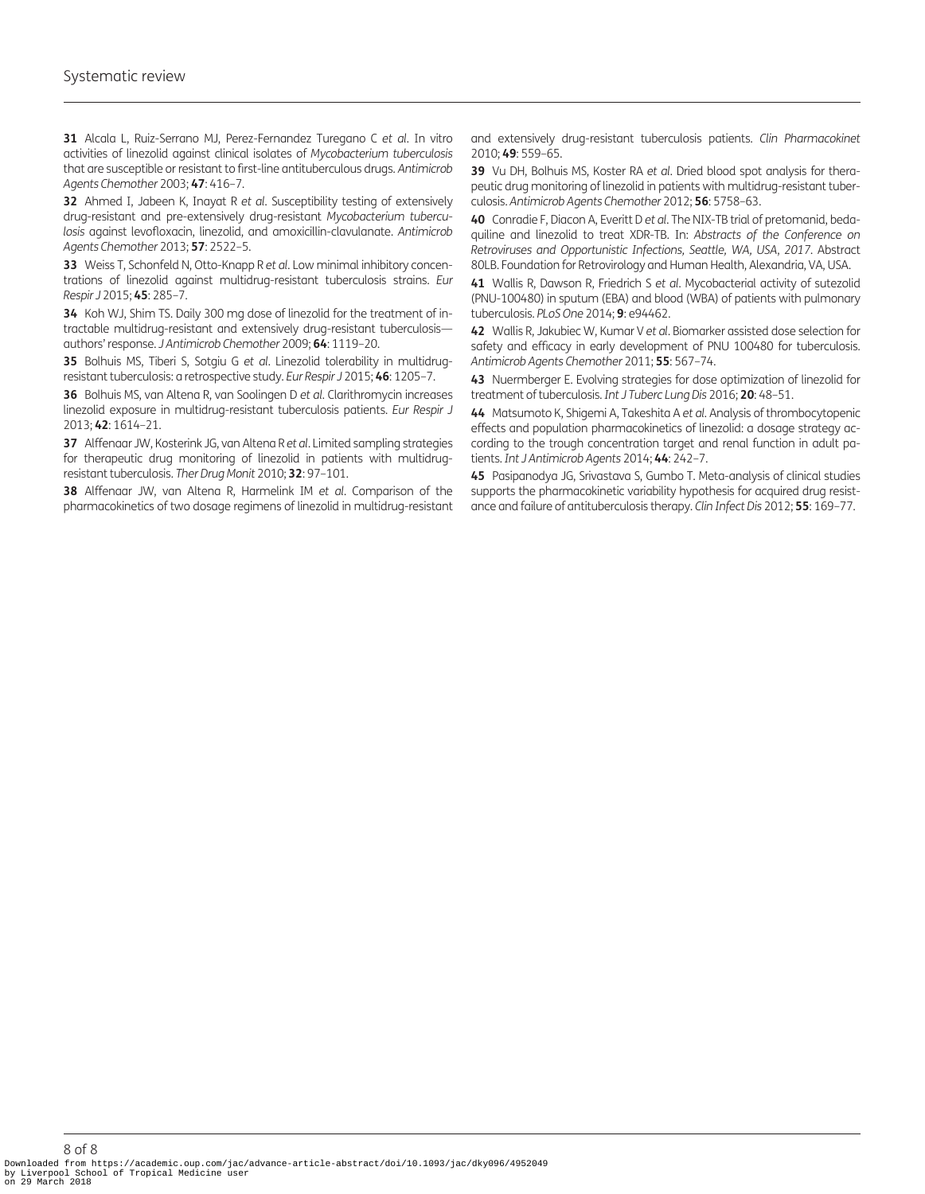**31** Alcala L, Ruiz-Serrano MJ, Perez-Fernandez Turegano C *et al*. In vitro activities of linezolid against clinical isolates of *Mycobacterium tuberculosis* that are susceptible or resistant to first-line antituberculous drugs. *Antimicrob Agents Chemother* 2003; **47**: 416–7.

**32** Ahmed I, Jabeen K, Inayat R *et al*. Susceptibility testing of extensively drug-resistant and pre-extensively drug-resistant *Mycobacterium tuberculosis* against levofloxacin, linezolid, and amoxicillin-clavulanate. *Antimicrob Agents Chemother* 2013; **57**: 2522–5.

**33** Weiss T, Schonfeld N, Otto-Knapp R *et al*. Low minimal inhibitory concentrations of linezolid against multidrug-resistant tuberculosis strains. *Eur Respir J* 2015; **45**: 285–7.

**34** Koh WJ, Shim TS. Daily 300 mg dose of linezolid for the treatment of intractable multidrug-resistant and extensively drug-resistant tuberculosis—authors' response. *J Antimicrob Chemother* 2009; **64**: 1119–20.

**35** Bolhuis MS, Tiberi S, Sotgiu G *et al*. Linezolid tolerability in multidrug-resistant tuberculosis: a retrospective study. *Eur Respir J* 2015; **46**: 1205–7.

**36** Bolhuis MS, van Altena R, van Soolingen D *et al*. Clarithromycin increases linezolid exposure in multidrug-resistant tuberculosis patients. *Eur Respir J* 2013; **42**: 1614–21.

**37** Alffenaar JW, Kosterink JG, van Altena R *et al*. Limited sampling strategies for therapeutic drug monitoring of linezolid in patients with multidrug-resistant tuberculosis. *Ther Drug Monit* 2010; **32**: 97–101.

**38** Alffenaar JW, van Altena R, Harmelink IM *et al*. Comparison of the pharmacokinetics of two dosage regimens of linezolid in multidrug-resistant and extensively drug-resistant tuberculosis patients. *Clin Pharmacokinet* 2010; **49**: 559–65.

**39** Vu DH, Bolhuis MS, Koster RA *et al*. Dried blood spot analysis for therapeutic drug monitoring of linezolid in patients with multidrug-resistant tuberculosis. *Antimicrob Agents Chemother* 2012; **56**: 5758–63.

**40** Conradie F, Diacon A, Everitt D *et al*. The NIX-TB trial of pretomanid, bedaquiline and linezolid to treat XDR-TB. In: *Abstracts of the Conference on Retroviruses and Opportunistic Infections, Seattle, WA, USA, 2017*. Abstract 80LB. Foundation for Retrovirology and Human Health, Alexandria, VA, USA.

**41** Wallis R, Dawson R, Friedrich S *et al*. Mycobactericidal activity of sutezolid (PNU-100480) in sputum (EBA) and blood (WBA) of patients with pulmonary tuberculosis. *PLoS One* 2014; **9**: e94462.

**42** Wallis R, Jakubiec W, Kumar V *et al*. Biomarker assisted dose selection for safety and efficacy in early development of PNU 100480 for tuberculosis. *Antimicrob Agents Chemother* 2011; **55**: 567–74.

**43** Nuermberger E. Evolving strategies for dose optimization of linezolid for treatment of tuberculosis. *Int J Tuberc Lung Dis* 2016; **20**: 48–51.

**44** Matsumoto K, Shigemi A, Takeshita A *et al*. Analysis of thrombocytopenic effects and population pharmacokinetics of linezolid: a dosage strategy according to the trough concentration target and renal function in adult patients. *Int J Antimicrob Agents* 2014; **44**: 242–7.

**45** Pasipanodya JG, Srivastava S, Gumbo T. Meta-analysis of clinical studies supports the pharmacokinetic variability hypothesis for acquired drug resistance and failure of antituberculosis therapy. *Clin Infect Dis* 2012; **55**: 169–77.